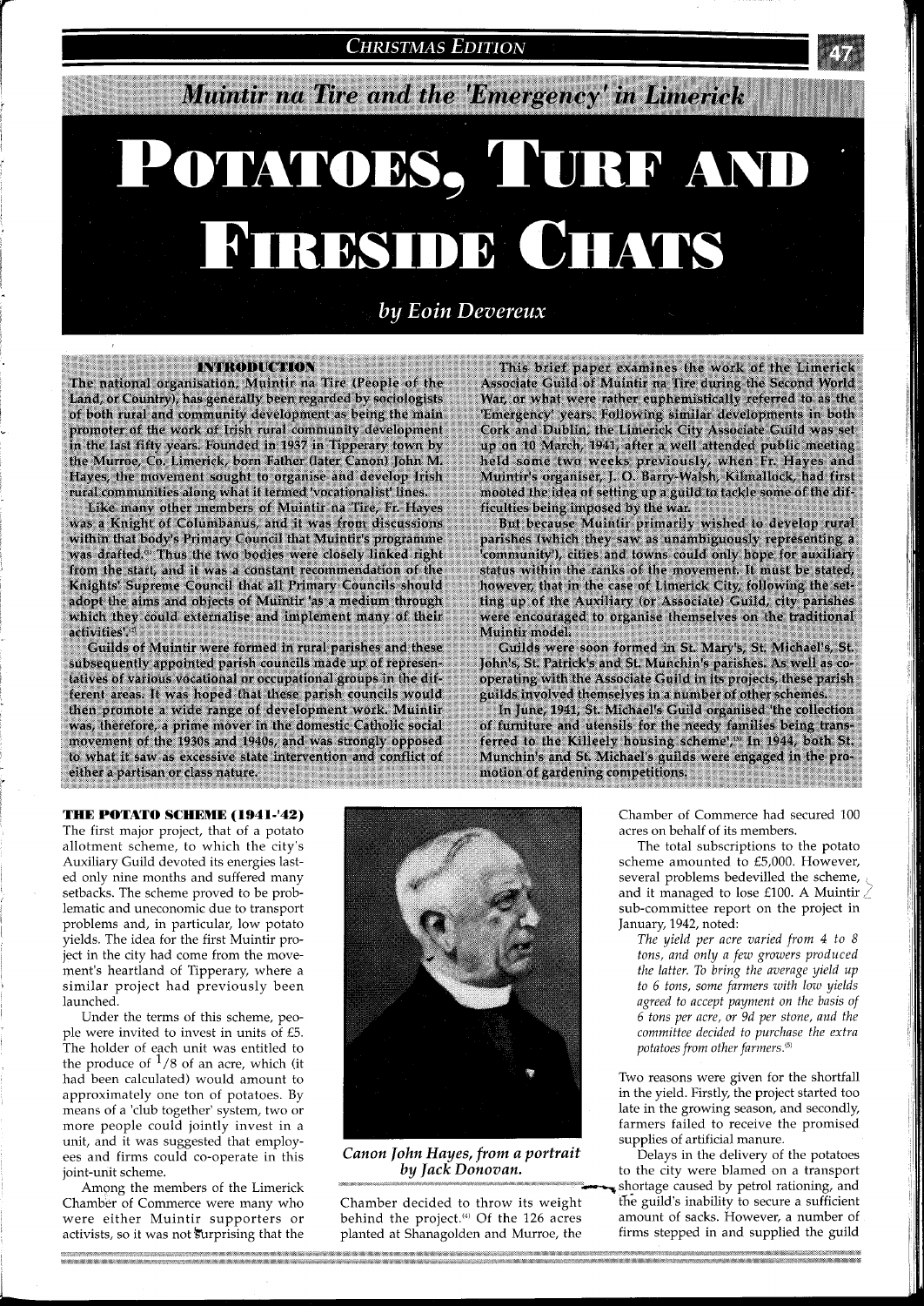# Muintir na Tire and the 'Emergency' in Limerick

# POTATOES, TURF AND FIRESIDE CHATS

*by Eoin Devereux*

## INTRODUCTION

The national organisation, Muintir na Tire (People of the Land, or Country), has generally been regarded by sociologists of both rural and community development as being the main promoter of the work of Irish rural community development in the last fifty years. Founded in 1937 in Tipperary town by the Murroe, Co. Limerick, born Father (later Canon) John M. Hayes, the movement sought to organise and develop Irish rural communities along what it termed 'vocationalist' lines.

Like many other members of Muintir na Tire, Fr. Hayes was a Knight of Columbanus, and it was from discussions within that body's Primary Council that Muintir's programme was drafted.[1] Thus the two bodies were closely linked right from the start, and it was a constant recommendation of the Knights' Supreme Council that all Primary Councils should adopt the aims and objects of Muintir 'as a medium through which they could externalise and implement many of their activities'.[2]

Guilds of Muintir were formed in rural parishes and these subsequently appointed parish councils made up of representatives of various vocational or occupational groups in the different areas. It was hoped that these parish councils would then promote a wide range of development work. Muintir was, therefore, a prime mover in the domestic Catholic social movement of the 1930s and 1940s, and was strongly opposed to what it saw as excessive state intervention and conflict of either a partisan or class nature.

This brief paper examines the work of the Limerick Associate Guild of Muintir na Tire during the Second World War, or what were rather euphemistically referred to as the 'Emergency' years. Following similar developments in both Cork and Dublin, the Limerick City Associate Guild was set up on 10 March, 1941, after a well attended public meeting held some two weeks previously, when Fr. Hayes and Muintir's organiser, J. O. Barry-Walsh, Kilmallock, had first mooted the idea of setting up a guild to tackle some of the difficulties being imposed by the war.

But because Muintir primarily wished to develop rural parishes (which they saw as unambiguously representing a 'community'), cities and towns could only hope for auxiliary status within the ranks of the movement. It must be stated, however, that in the case of Limerick City, following the setting up of the Auxiliary (or Associate) Guild, city parishes were encouraged to organise themselves on the traditional Muintir model.

Guilds were soon formed in St. Mary's, St. Michael's, St. John's, St. Patrick's and St. Munchin's parishes. As well as co-operating with the Associate Guild in its projects, these parish guilds involved themselves in a number of other schemes.

In June, 1941, St. Michael's Guild organised 'the collection of furniture and utensils for the needy families being transferred to the Killeely housing scheme'.[3] In 1944, both St. Munchin's and St. Michael's guilds were engaged in the promotion of gardening competitions.

## THE POTATO SCHEME (1941-'42)

The first major project, that of a potato allotment scheme, to which the city's Auxiliary Guild devoted its energies lasted only nine months and suffered many setbacks. The scheme proved to be problematic and uneconomic due to transport problems and, in particular, low potato yields. The idea for the first Muintir project in the city had come from the movement's heartland of Tipperary, where a similar project had previously been launched.

Under the terms of this scheme, people were invited to invest in units of £5. The holder of each unit was entitled to the produce of $^1/8$ of an acre, which (it had been calculated) would amount to approximately one ton of potatoes. By means of a 'club together' system, two or more people could jointly invest in a unit, and it was suggested that employees and firms could co-operate in this joint-unit scheme.

Among the members of the Limerick Chamber of Commerce were many who were either Muintir supporters or activists, so it was not surprising that the Chamber decided to throw its weight behind the project.[4] Of the 126 acres planted at Shanagolden and Murroe, the Chamber of Commerce had secured 100 acres on behalf of its members.

*Canon John Hayes, from a portrait by Jack Donovan.*

The total subscriptions to the potato scheme amounted to £5,000. However, several problems bedevilled the scheme, and it managed to lose £100. A Muintir sub-committee report on the project in January, 1942, noted:

> *The yield per acre varied from 4 to 8 tons, and only a few growers produced the latter. To bring the average yield up to 6 tons, some farmers with low yields agreed to accept payment on the basis of 6 tons per acre, or 9d per stone, and the committee decided to purchase the extra potatoes from other farmers.*[5]

Two reasons were given for the shortfall in the yield. Firstly, the project started too late in the growing season, and secondly, farmers failed to receive the promised supplies of artificial manure.

Delays in the delivery of the potatoes to the city were blamed on a transport shortage caused by petrol rationing, and the guild's inability to secure a sufficient amount of sacks. However, a number of firms stepped in and supplied the guild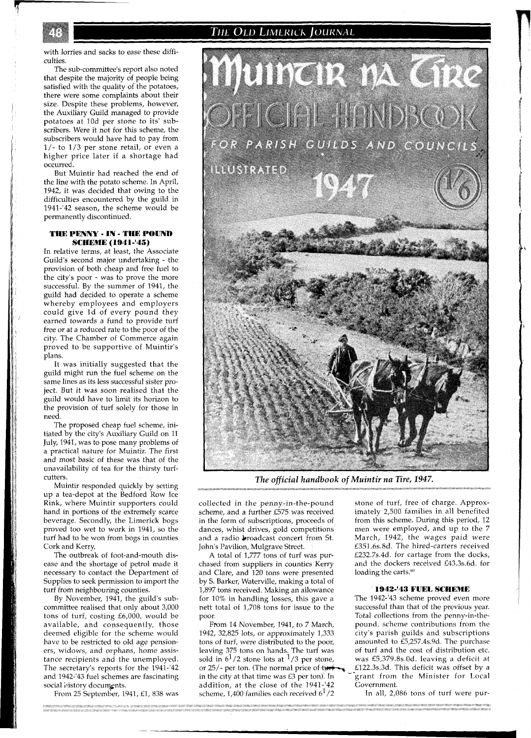with lorries and sacks to ease these difficulties.

The sub-committee's report also noted that despite the majority of people being satisfied with the quality of the potatoes, there were some complaints about their size. Despite these problems, however, the Auxiliary Guild managed to provide potatoes at 10d per stone to its' subscribers. Were it not for this scheme, the subscribers would have had to pay from 1/- to 1/3 per stone retail, or even a higher price later if a shortage had occurred.

But Muintir had reached the end of the line with the potato scheme. In April, 1942, it was decided that owing to the difficulties encountered by the guild in 1941-'42 season, the scheme would be permanently discontinued.

### THE PENNY - IN - THE POUND SCHEME (1941-'45)

In relative terms, at least, the Associate Guild's second major undertaking - the provision of both cheap and free fuel to the city's poor - was to prove the more successful. By the summer of 1941, the guild had decided to operate a scheme whereby employees and employers could give 1d of every pound they earned towards a fund to provide turf free or at a reduced rate to the poor of the city. The Chamber of Commerce again proved to be supportive of Muintir's plans.

It was initially suggested that the guild might run the fuel scheme on the same lines as its less successful sister project. But it was soon realised that the guild would have to limit its horizon to the provision of turf solely for those in need.

The proposed cheap fuel scheme, initiated by the city's Auxiliary Guild on 11 July, 1941, was to pose many problems of a practical nature for Muintir. The first and most basic of these was that of the unavailability of tea for the thirsty turf-cutters.

Muintir responded quickly by setting up a tea-depot at the Bedford Row Ice Rink, where Muintir supporters could hand in portions of the extremely scarce beverage. Secondly, the Limerick bogs proved too wet to work in 1941, so the turf had to be won from bogs in counties Cork and Kerry.

The outbreak of foot-and-mouth disease and the shortage of petrol made it necessary to contact the Department of Supplies to seek permission to import the turf from neighbouring counties.

By November, 1941, the guild's sub-committee realised that only about 3,000 tons of turf, costing £6,000, would be available, and consequently, those deemed eligible for the scheme would have to be restricted to old age pensioners, widows, and orphans, home assistance recipients and the unemployed. The secretary's reports for the 1941-'42 and 1942-'43 fuel schemes are fascinating social history documents.

From 25 September, 1941, £1, 838 was collected in the penny-in-the-pound scheme, and a further £575 was received in the form of subscriptions, proceeds of dances, whist drives, gold competitions and a radio broadcast concert from St. John's Pavilion, Mulgrave Street.

A total of 1,777 tons of turf was purchased from suppliers in counties Kerry and Clare, and 120 tons were presented by S. Barker, Waterville, making a total of 1,897 tons received. Making an allowance for 10% in handling losses, this gave a nett total of 1,708 tons for issue to the poor.

From 14 November, 1941, to 7 March, 1942, 32,825 lots, or approximately 1,333 tons of turf, were distributed to the poor, leaving 375 tons on hands. The turf was sold in $6^1/2$ stone lots at $^1/3$ per stone, or 25/- per ton. (The normal price of turf in the city at that time was £3 per ton). In addition, at the close of the 1941-'42 scheme, 1,400 families each received $6^1/2$ stone of turf, free of charge. Approximately 2,500 families in all benefited from this scheme. During this period, 12 men were employed, and up to the 7 March, 1942, the wages paid were £351.6s.8d. The hired-carters received £232.7s.4d. for cartage from the docks, and the dockers received £43.3s.6d. for loading the carts.[6]

### 1942-'43 FUEL SCHEME

The 1942-'43 scheme proved even more successful than that of the previous year. Total collections from the penny-in-the-pound, scheme contributions from the city's parish guilds and subscriptions amounted to £5,257.4s.9d. The purchase of turf and the cost of distribution etc. was £5,379.8s.0d. leaving a deficit at £122.3s.3d. This deficit was offset by a grant from the Minister for Local Government.

In all, 2,086 tons of turf were pur-

*The official handbook of Muintir na Tire, 1947.*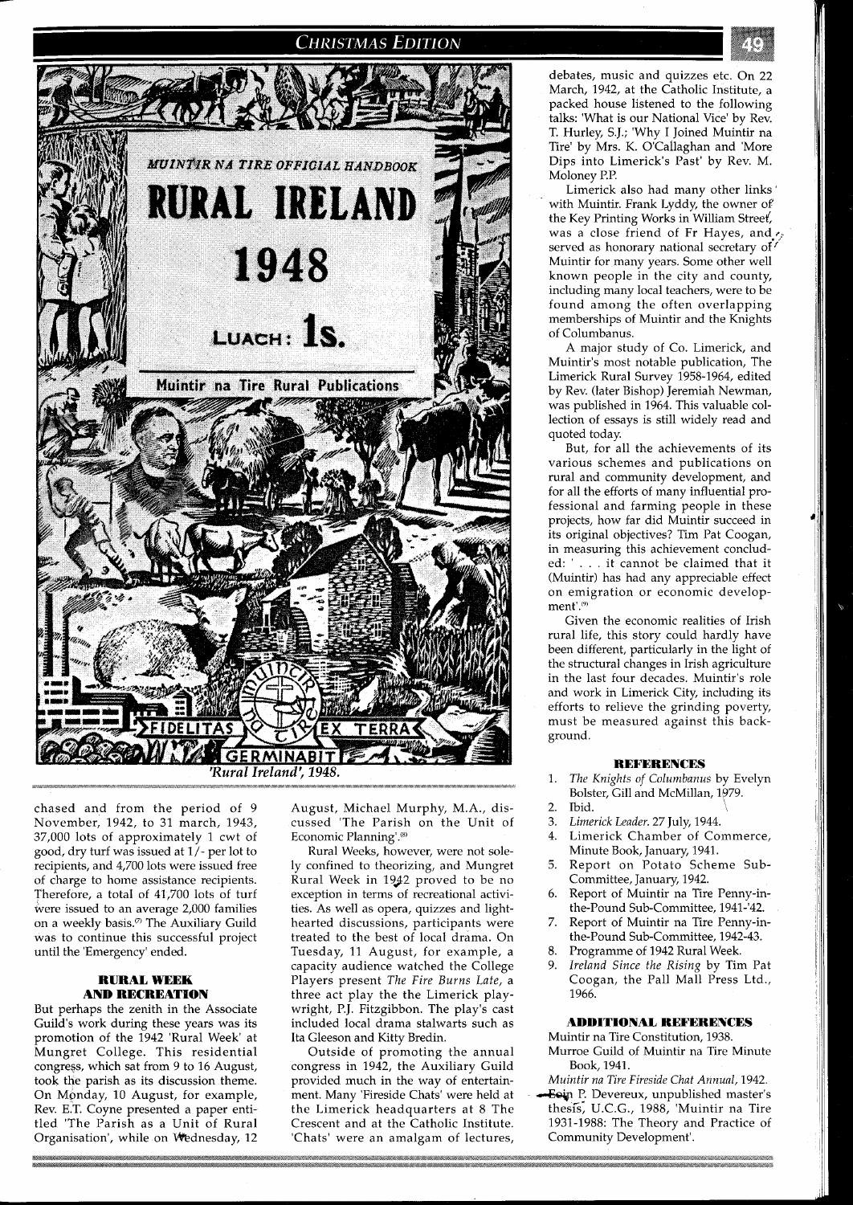'Rural Ireland', 1948.

chased and from the period of 9 November, 1942, to 31 march, 1943, 37,000 lots of approximately 1 cwt of good, dry turf was issued at 1/- per lot to recipients, and 4,700 lots were issued free of charge to home assistance recipients. Therefore, a total of 41,700 lots of turf were issued to an average 2,000 families on a weekly basis.[7] The Auxiliary Guild was to continue this successful project until the 'Emergency' ended.

### RURAL WEEK AND RECREATION

But perhaps the zenith in the Associate Guild's work during these years was its promotion of the 1942 'Rural Week' at Mungret College. This residential congress, which sat from 9 to 16 August, took the parish as its discussion theme. On Monday, 10 August, for example, Rev. E.T. Coyne presented a paper entitled 'The Parish as a Unit of Rural Organisation', while on Wednesday, 12 August, Michael Murphy, M.A., discussed 'The Parish on the Unit of Economic Planning'.[8]

Rural Weeks, however, were not solely confined to theorizing, and Mungret Rural Week in 1942 proved to be no exception in terms of recreational activities. As well as opera, quizzes and light-hearted discussions, participants were treated to the best of local drama. On Tuesday, 11 August, for example, a capacity audience watched the College Players present *The Fire Burns Late*, a three act play the the Limerick playwright, P.J. Fitzgibbon. The play's cast included local drama stalwarts such as Ita Gleeson and Kitty Bredin.

Outside of promoting the annual congress in 1942, the Auxiliary Guild provided much in the way of entertainment. Many 'Fireside Chats' were held at the Limerick headquarters at 8 The Crescent and at the Catholic Institute. 'Chats' were an amalgam of lectures, debates, music and quizzes etc. On 22 March, 1942, at the Catholic Institute, a packed house listened to the following talks: 'What is our National Vice' by Rev. T. Hurley, S.J.; 'Why I Joined Muintir na Tire' by Mrs. K. O'Callaghan and 'More Dips into Limerick's Past' by Rev. M. Moloney P.P.

Limerick also had many other links with Muintir. Frank Lyddy, the owner of the Key Printing Works in William Street, was a close friend of Fr Hayes, and served as honorary national secretary of Muintir for many years. Some other well known people in the city and county, including many local teachers, were to be found among the often overlapping memberships of Muintir and the Knights of Columbanus.

A major study of Co. Limerick, and Muintir's most notable publication, The Limerick Rural Survey 1958-1964, edited by Rev. (later Bishop) Jeremiah Newman, was published in 1964. This valuable collection of essays is still widely read and quoted today.

But, for all the achievements of its various schemes and publications on rural and community development, and for all the efforts of many influential professional and farming people in these projects, how far did Muintir succeed in its original objectives? Tim Pat Coogan, in measuring this achievement concluded: ' . . . it cannot be claimed that it (Muintir) has had any appreciable effect on emigration or economic development'.[9]

Given the economic realities of Irish rural life, this story could hardly have been different, particularly in the light of the structural changes in Irish agriculture in the last four decades. Muintir's role and work in Limerick City, including its efforts to relieve the grinding poverty, must be measured against this background.

### REFERENCES

1. *The Knights of Columbanus* by Evelyn Bolster, Gill and McMillan, 1979.
2. Ibid.
3. *Limerick Leader.* 27 July, 1944.
4. Limerick Chamber of Commerce, Minute Book, January, 1941.
5. Report on Potato Scheme Sub-Committee, January, 1942.
6. Report of Muintir na Tire Penny-in-the-Pound Sub-Committee, 1941-'42.
7. Report of Muintir na Tire Penny-in-the-Pound Sub-Committee, 1942-43.
8. Programme of 1942 Rural Week.
9. *Ireland Since the Rising* by Tim Pat Coogan, the Pall Mall Press Ltd., 1966.

### ADDITIONAL REFERENCES

Muintir na Tire Constitution, 1938.

Murroe Guild of Muintir na Tire Minute Book, 1941.

*Muintir na Tire Fireside Chat Annual*, 1942.

Eoin P. Devereux, unpublished master's thesis, U.C.G., 1988, 'Muintir na Tire 1931-1988: The Theory and Practice of Community Development'.